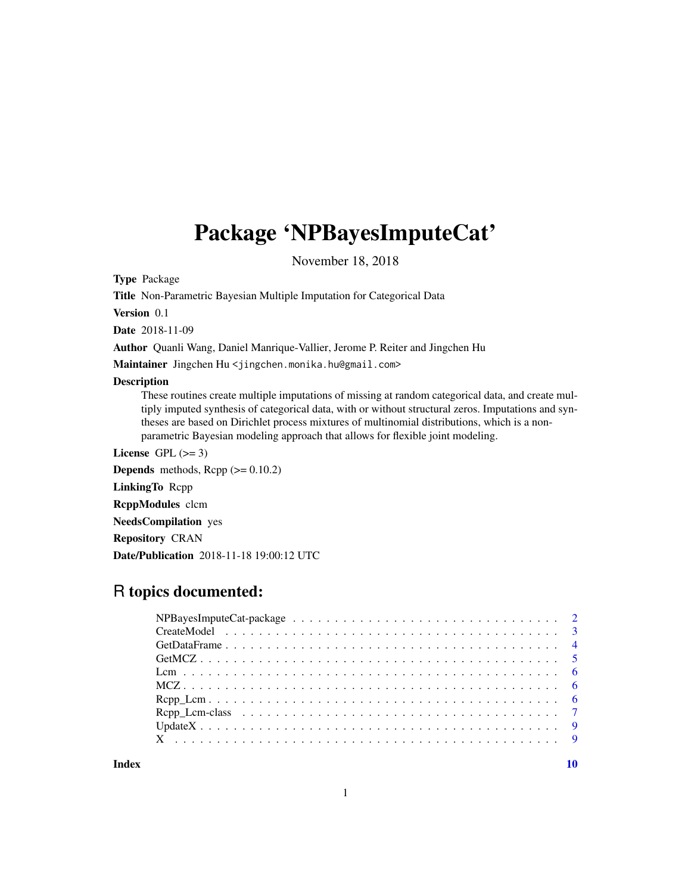# Package 'NPBayesImputeCat'

November 18, 2018

**Type** Package

**Title** Non-Parametric Bayesian Multiple Imputation for Categorical Data

**Version** 0.1

**Date** 2018-11-09

**Author** Quanli Wang, Daniel Manrique-Vallier, Jerome P. Reiter and Jingchen Hu

**Maintainer** Jingchen Hu <jingchen.monika.hu@gmail.com>

**Description**
These routines create multiple imputations of missing at random categorical data, and create multiply imputed synthesis of categorical data, with or without structural zeros. Imputations and syntheses are based on Dirichlet process mixtures of multinomial distributions, which is a non-parametric Bayesian modeling approach that allows for flexible joint modeling.

**License** GPL (>= 3)

**Depends** methods, Rcpp (>= 0.10.2)

**LinkingTo** Rcpp

**RcppModules** clcm

**NeedsCompilation** yes

**Repository** CRAN

**Date/Publication** 2018-11-18 19:00:12 UTC

## R topics documented:

| | |
|---|---|
| NPBayesImputeCat-package | 2 |
| CreateModel | 3 |
| GetDataFrame | 4 |
| GetMCZ | 5 |
| Lcm | 6 |
| MCZ | 6 |
| Rcpp_Lcm | 6 |
| Rcpp_Lcm-class | 7 |
| UpdateX | 9 |
| X | 9 |
| **Index** | **10** |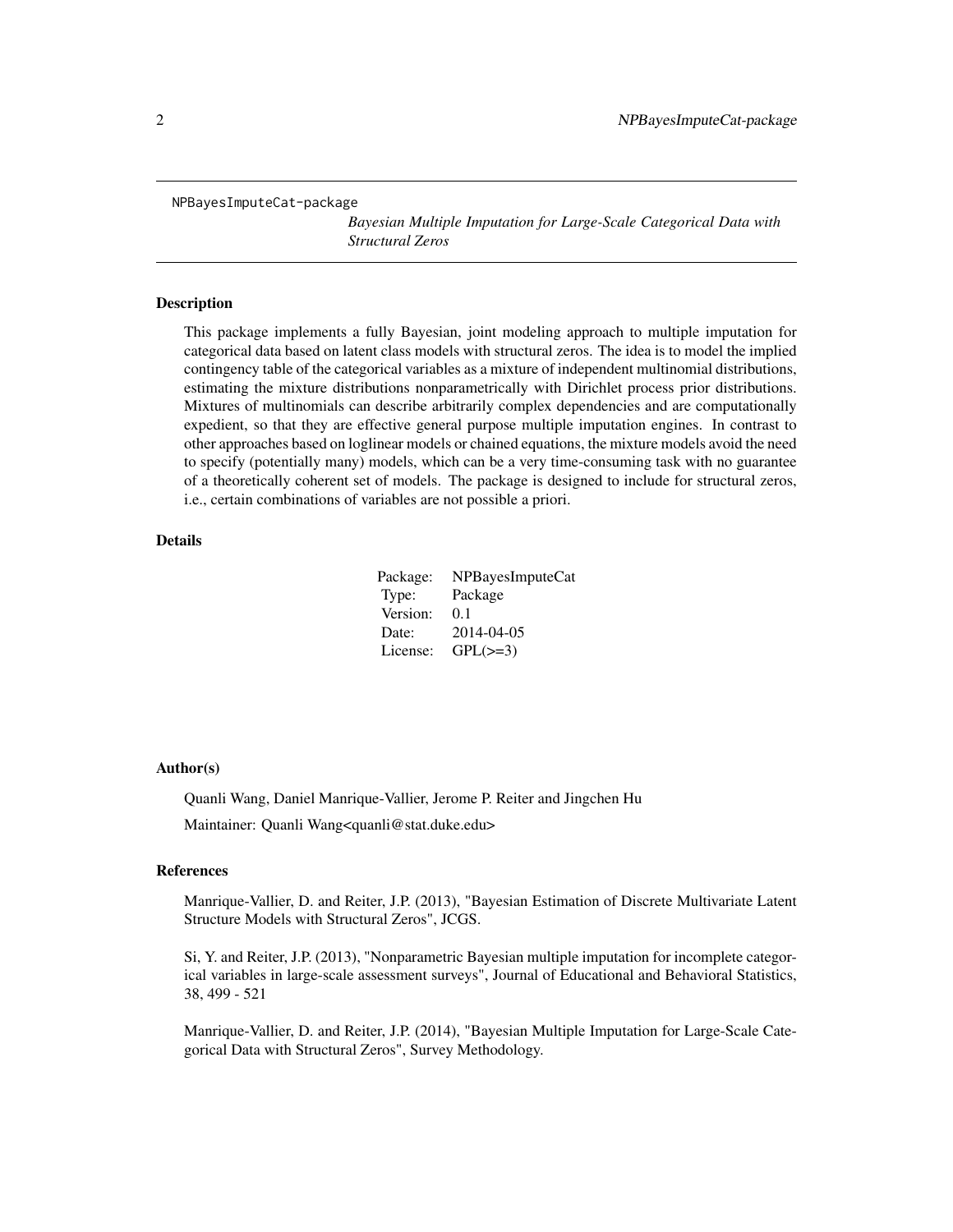NPBayesImputeCat-package

*Bayesian Multiple Imputation for Large-Scale Categorical Data with Structural Zeros*

## Description

This package implements a fully Bayesian, joint modeling approach to multiple imputation for categorical data based on latent class models with structural zeros. The idea is to model the implied contingency table of the categorical variables as a mixture of independent multinomial distributions, estimating the mixture distributions nonparametrically with Dirichlet process prior distributions. Mixtures of multinomials can describe arbitrarily complex dependencies and are computationally expedient, so that they are effective general purpose multiple imputation engines. In contrast to other approaches based on loglinear models or chained equations, the mixture models avoid the need to specify (potentially many) models, which can be a very time-consuming task with no guarantee of a theoretically coherent set of models. The package is designed to include for structural zeros, i.e., certain combinations of variables are not possible a priori.

## Details

| | |
|---|---|
| Package: | NPBayesImputeCat |
| Type: | Package |
| Version: | 0.1 |
| Date: | 2014-04-05 |
| License: | GPL(>=3) |

## Author(s)

Quanli Wang, Daniel Manrique-Vallier, Jerome P. Reiter and Jingchen Hu

Maintainer: Quanli Wang<quanli@stat.duke.edu>

## References

Manrique-Vallier, D. and Reiter, J.P. (2013), "Bayesian Estimation of Discrete Multivariate Latent Structure Models with Structural Zeros", JCGS.

Si, Y. and Reiter, J.P. (2013), "Nonparametric Bayesian multiple imputation for incomplete categorical variables in large-scale assessment surveys", Journal of Educational and Behavioral Statistics, 38, 499 - 521

Manrique-Vallier, D. and Reiter, J.P. (2014), "Bayesian Multiple Imputation for Large-Scale Categorical Data with Structural Zeros", Survey Methodology.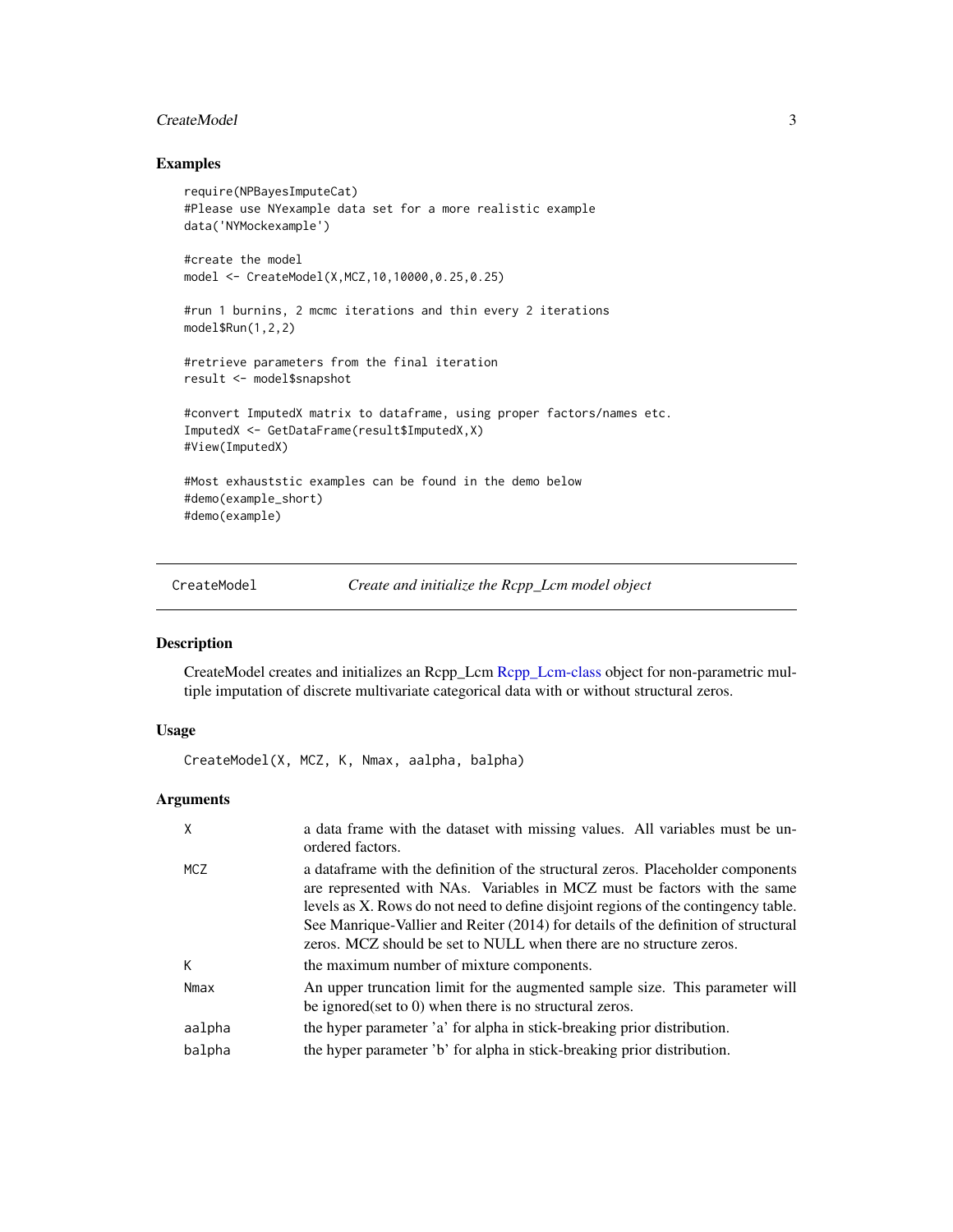## Examples

```
require(NPBayesImputeCat)
#Please use NYexample data set for a more realistic example
data('NYMockexample')

#create the model
model <- CreateModel(X,MCZ,10,10000,0.25,0.25)

#run 1 burnins, 2 mcmc iterations and thin every 2 iterations
model$Run(1,2,2)

#retrieve parameters from the final iteration
result <- model$snapshot

#convert ImputedX matrix to dataframe, using proper factors/names etc.
ImputedX <- GetDataFrame(result$ImputedX,X)
#View(ImputedX)

#Most exhauststic examples can be found in the demo below
#demo(example_short)
#demo(example)
```

---

`CreateModel` *Create and initialize the Rcpp_Lcm model object*

---

## Description

CreateModel creates and initializes an Rcpp_Lcm Rcpp_Lcm-class object for non-parametric multiple imputation of discrete multivariate categorical data with or without structural zeros.

## Usage

```
CreateModel(X, MCZ, K, Nmax, aalpha, balpha)
```

## Arguments

| | |
|---|---|
| X | a data frame with the dataset with missing values. All variables must be unordered factors. |
| MCZ | a dataframe with the definition of the structural zeros. Placeholder components are represented with NAs. Variables in MCZ must be factors with the same levels as X. Rows do not need to define disjoint regions of the contingency table. See Manrique-Vallier and Reiter (2014) for details of the definition of structural zeros. MCZ should be set to NULL when there are no structure zeros. |
| K | the maximum number of mixture components. |
| Nmax | An upper truncation limit for the augmented sample size. This parameter will be ignored(set to 0) when there is no structural zeros. |
| aalpha | the hyper parameter 'a' for alpha in stick-breaking prior distribution. |
| balpha | the hyper parameter 'b' for alpha in stick-breaking prior distribution. |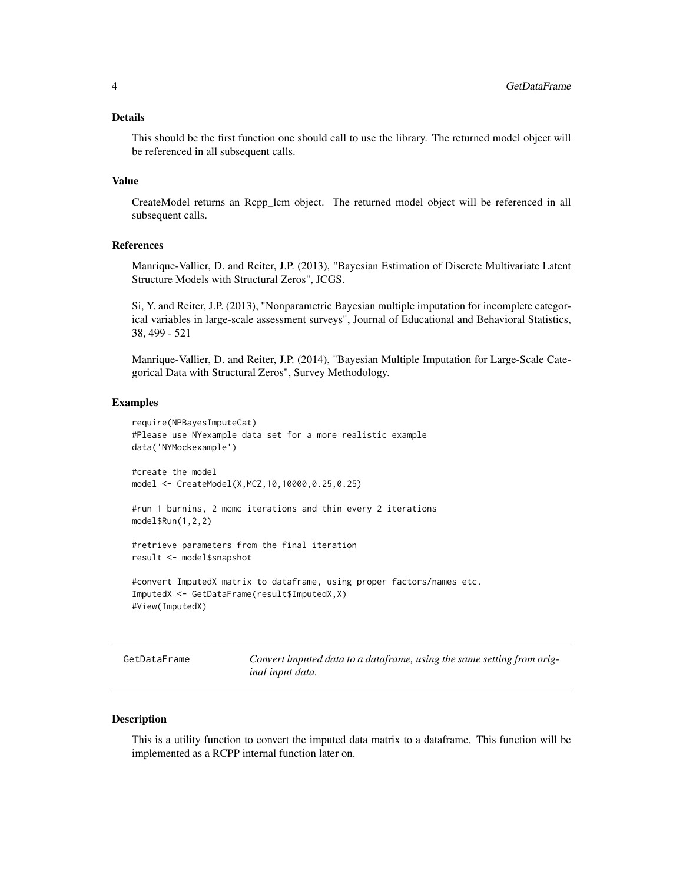### Details

This should be the first function one should call to use the library. The returned model object will be referenced in all subsequent calls.

### Value

CreateModel returns an Rcpp_lcm object. The returned model object will be referenced in all subsequent calls.

### References

Manrique-Vallier, D. and Reiter, J.P. (2013), "Bayesian Estimation of Discrete Multivariate Latent Structure Models with Structural Zeros", JCGS.

Si, Y. and Reiter, J.P. (2013), "Nonparametric Bayesian multiple imputation for incomplete categorical variables in large-scale assessment surveys", Journal of Educational and Behavioral Statistics, 38, 499 - 521

Manrique-Vallier, D. and Reiter, J.P. (2014), "Bayesian Multiple Imputation for Large-Scale Categorical Data with Structural Zeros", Survey Methodology.

### Examples

```
require(NPBayesImputeCat)
#Please use NYexample data set for a more realistic example
data('NYMockexample')

#create the model
model <- CreateModel(X,MCZ,10,10000,0.25,0.25)

#run 1 burnins, 2 mcmc iterations and thin every 2 iterations
model$Run(1,2,2)

#retrieve parameters from the final iteration
result <- model$snapshot

#convert ImputedX matrix to dataframe, using proper factors/names etc.
ImputedX <- GetDataFrame(result$ImputedX,X)
#View(ImputedX)
```

---

## GetDataFrame — *Convert imputed data to a dataframe, using the same setting from original input data.*

### Description

This is a utility function to convert the imputed data matrix to a dataframe. This function will be implemented as a RCPP internal function later on.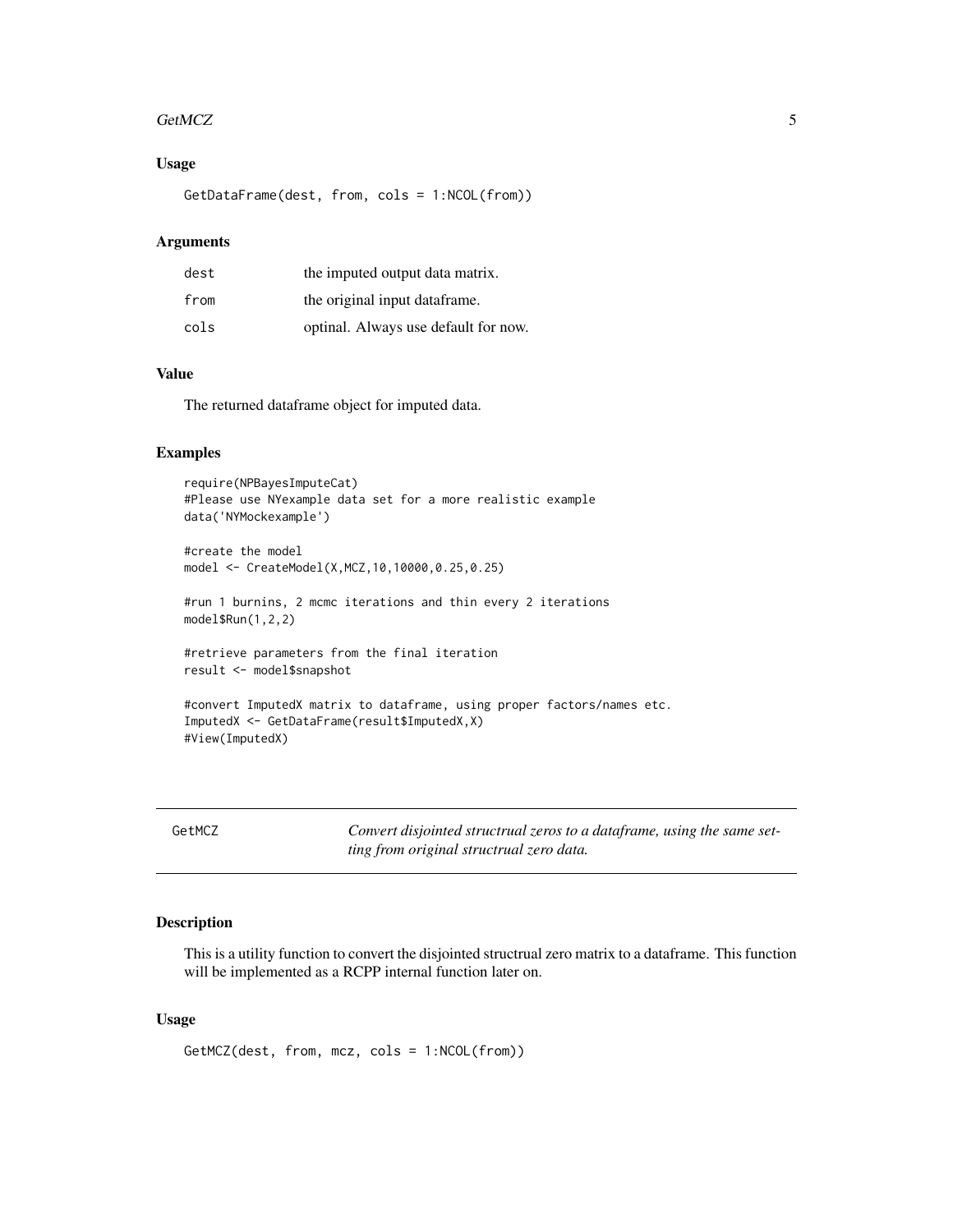### Usage

```
GetDataFrame(dest, from, cols = 1:NCOL(from))
```

### Arguments

| | |
|---|---|
| dest | the imputed output data matrix. |
| from | the original input dataframe. |
| cols | optinal. Always use default for now. |

### Value

The returned dataframe object for imputed data.

### Examples

```
require(NPBayesImputeCat)
#Please use NYexample data set for a more realistic example
data('NYMockexample')

#create the model
model <- CreateModel(X,MCZ,10,10000,0.25,0.25)

#run 1 burnins, 2 mcmc iterations and thin every 2 iterations
model$Run(1,2,2)

#retrieve parameters from the final iteration
result <- model$snapshot

#convert ImputedX matrix to dataframe, using proper factors/names etc.
ImputedX <- GetDataFrame(result$ImputedX,X)
#View(ImputedX)
```

---

## GetMCZ — *Convert disjointed structrual zeros to a dataframe, using the same setting from original structrual zero data.*

---

### Description

This is a utility function to convert the disjointed structrual zero matrix to a dataframe. This function will be implemented as a RCPP internal function later on.

### Usage

```
GetMCZ(dest, from, mcz, cols = 1:NCOL(from))
```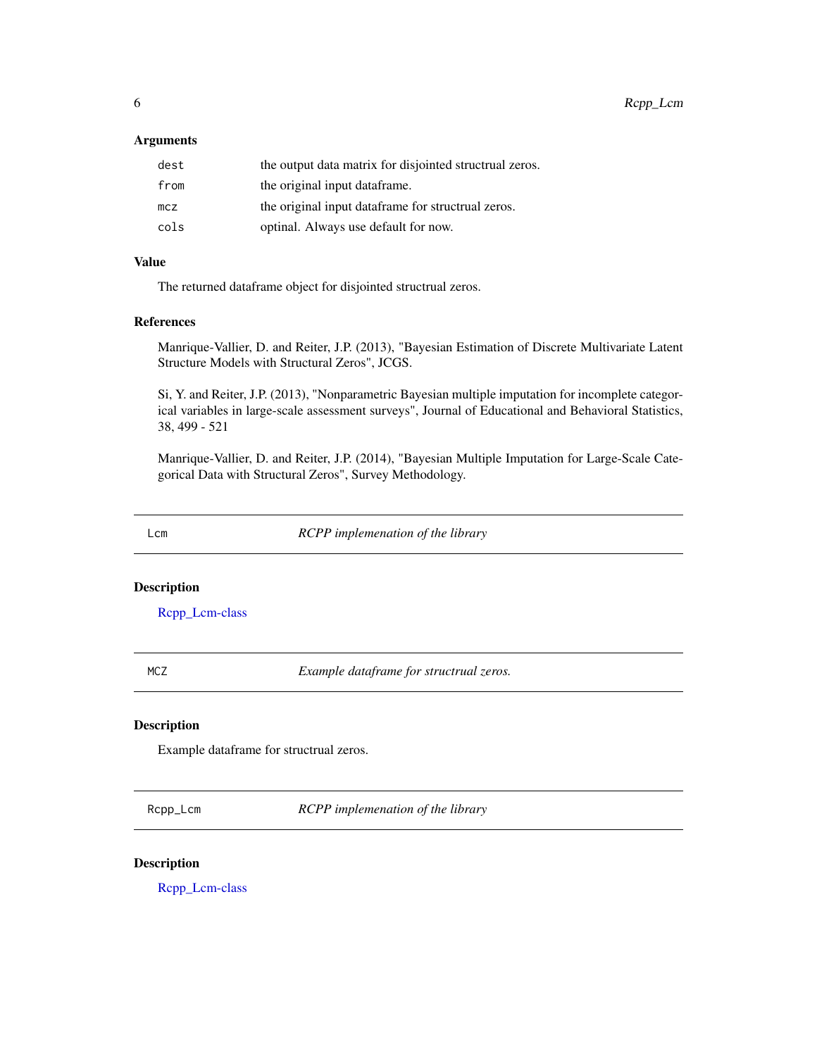### Arguments

| | |
|---|---|
| `dest` | the output data matrix for disjointed structrual zeros. |
| `from` | the original input dataframe. |
| `mcz` | the original input dataframe for structrual zeros. |
| `cols` | optinal. Always use default for now. |

### Value

The returned dataframe object for disjointed structrual zeros.

### References

Manrique-Vallier, D. and Reiter, J.P. (2013), "Bayesian Estimation of Discrete Multivariate Latent Structure Models with Structural Zeros", JCGS.

Si, Y. and Reiter, J.P. (2013), "Nonparametric Bayesian multiple imputation for incomplete categorical variables in large-scale assessment surveys", Journal of Educational and Behavioral Statistics, 38, 499 - 521

Manrique-Vallier, D. and Reiter, J.P. (2014), "Bayesian Multiple Imputation for Large-Scale Categorical Data with Structural Zeros", Survey Methodology.

---

## `Lcm` *RCPP implemenation of the library*

### Description

Rcpp_Lcm-class

---

## `MCZ` *Example dataframe for structrual zeros.*

### Description

Example dataframe for structrual zeros.

---

## `Rcpp_Lcm` *RCPP implemenation of the library*

### Description

Rcpp_Lcm-class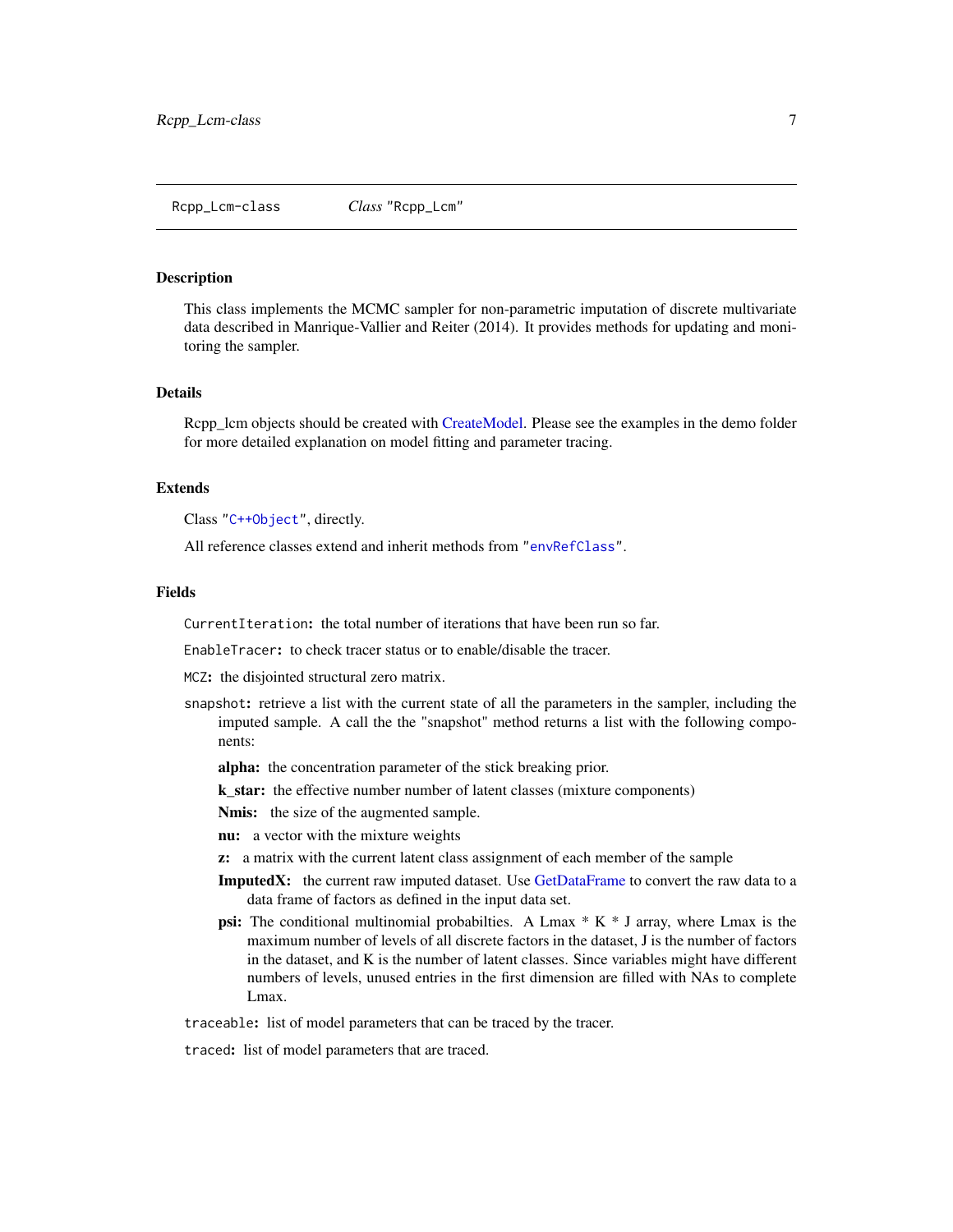Rcpp_Lcm-class *Class* "Rcpp_Lcm"

## Description

This class implements the MCMC sampler for non-parametric imputation of discrete multivariate data described in Manrique-Vallier and Reiter (2014). It provides methods for updating and monitoring the sampler.

## Details

Rcpp_lcm objects should be created with CreateModel. Please see the examples in the demo folder for more detailed explanation on model fitting and parameter tracing.

## Extends

Class "C++Object", directly.

All reference classes extend and inherit methods from "envRefClass".

## Fields

`CurrentIteration`: the total number of iterations that have been run so far.

`EnableTracer`: to check tracer status or to enable/disable the tracer.

`MCZ`: the disjointed structural zero matrix.

`snapshot`: retrieve a list with the current state of all the parameters in the sampler, including the imputed sample. A call the the "snapshot" method returns a list with the following components:

- **alpha:** the concentration parameter of the stick breaking prior.
- **k_star:** the effective number number of latent classes (mixture components)
- **Nmis:** the size of the augmented sample.
- **nu:** a vector with the mixture weights
- **z:** a matrix with the current latent class assignment of each member of the sample
- **ImputedX:** the current raw imputed dataset. Use GetDataFrame to convert the raw data to a data frame of factors as defined in the input data set.
- **psi:** The conditional multinomial probabilties. A Lmax * K * J array, where Lmax is the maximum number of levels of all discrete factors in the dataset, J is the number of factors in the dataset, and K is the number of latent classes. Since variables might have different numbers of levels, unused entries in the first dimension are filled with NAs to complete Lmax.

`traceable`: list of model parameters that can be traced by the tracer.

`traced`: list of model parameters that are traced.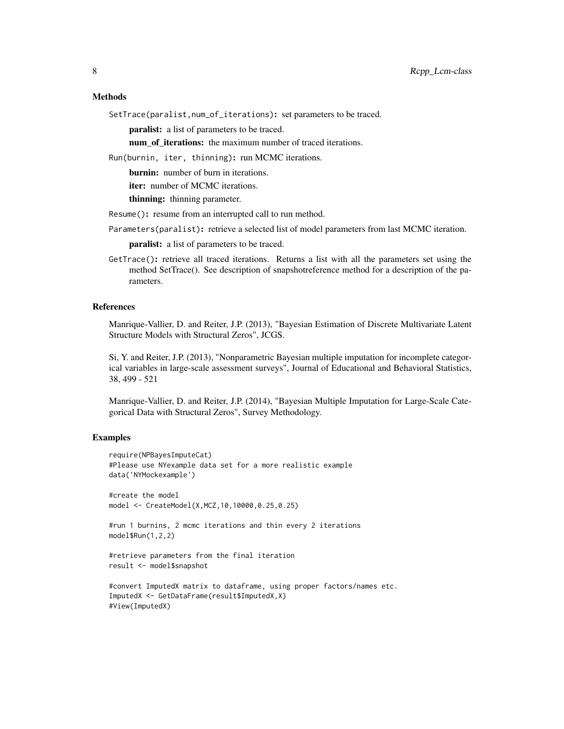### Methods

`SetTrace(paralist,num_of_iterations)`: set parameters to be traced.

- **paralist:** a list of parameters to be traced.
- **num_of_iterations:** the maximum number of traced iterations.

`Run(burnin, iter, thinning)`: run MCMC iterations.

- **burnin:** number of burn in iterations.
- **iter:** number of MCMC iterations.
- **thinning:** thinning parameter.

`Resume()`: resume from an interrupted call to run method.

`Parameters(paralist)`: retrieve a selected list of model parameters from last MCMC iteration.

- **paralist:** a list of parameters to be traced.

`GetTrace()`: retrieve all traced iterations. Returns a list with all the parameters set using the method SetTrace(). See description of snapshotreference method for a description of the parameters.

### References

Manrique-Vallier, D. and Reiter, J.P. (2013), "Bayesian Estimation of Discrete Multivariate Latent Structure Models with Structural Zeros", JCGS.

Si, Y. and Reiter, J.P. (2013), "Nonparametric Bayesian multiple imputation for incomplete categorical variables in large-scale assessment surveys", Journal of Educational and Behavioral Statistics, 38, 499 - 521

Manrique-Vallier, D. and Reiter, J.P. (2014), "Bayesian Multiple Imputation for Large-Scale Categorical Data with Structural Zeros", Survey Methodology.

### Examples

```
require(NPBayesImputeCat)
#Please use NYexample data set for a more realistic example
data('NYMockexample')

#create the model
model <- CreateModel(X,MCZ,10,10000,0.25,0.25)

#run 1 burnins, 2 mcmc iterations and thin every 2 iterations
model$Run(1,2,2)

#retrieve parameters from the final iteration
result <- model$snapshot

#convert ImputedX matrix to dataframe, using proper factors/names etc.
ImputedX <- GetDataFrame(result$ImputedX,X)
#View(ImputedX)
```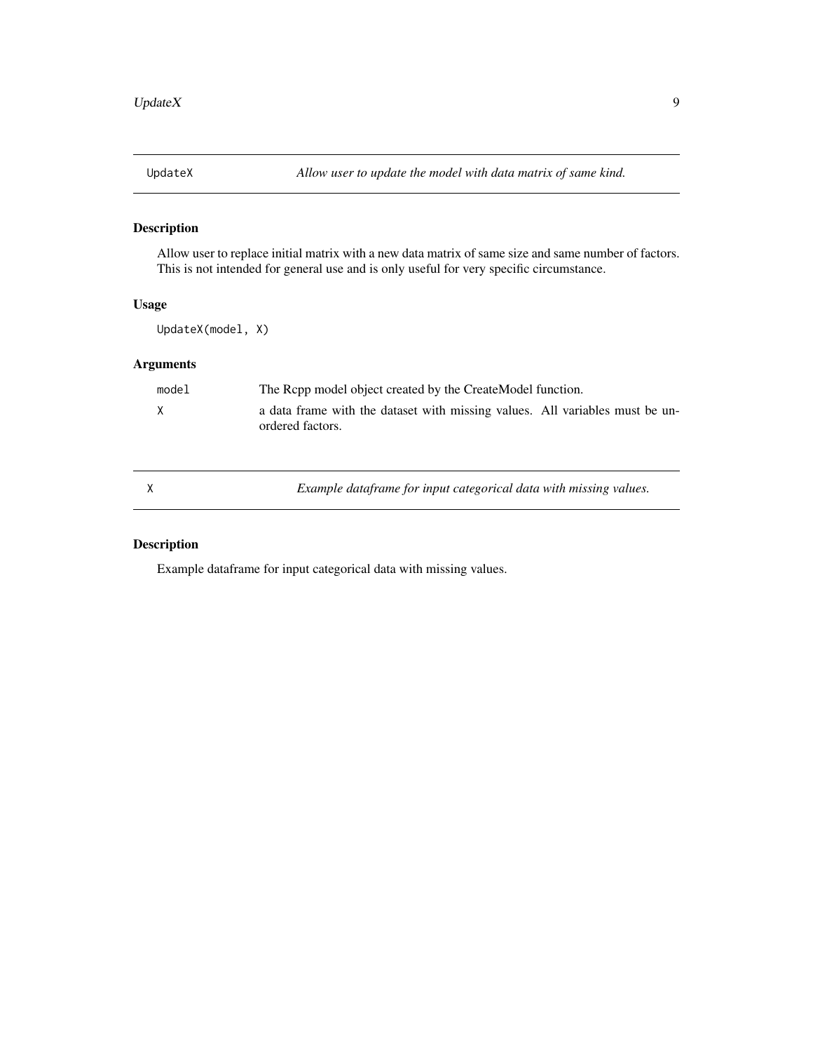## UpdateX — *Allow user to update the model with data matrix of same kind.*

### Description

Allow user to replace initial matrix with a new data matrix of same size and same number of factors. This is not intended for general use and is only useful for very specific circumstance.

### Usage

```
UpdateX(model, X)
```

### Arguments

| | |
|---|---|
| `model` | The Rcpp model object created by the CreateModel function. |
| `X` | a data frame with the dataset with missing values. All variables must be unordered factors. |

## X — *Example dataframe for input categorical data with missing values.*

### Description

Example dataframe for input categorical data with missing values.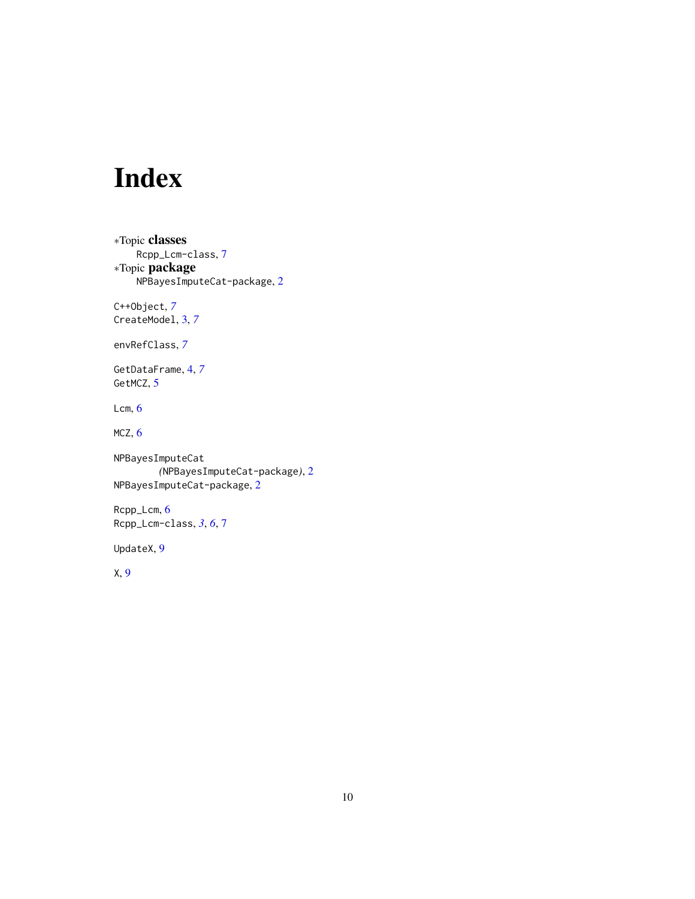# Index

∗Topic **classes**
  Rcpp_Lcm-class, 7
∗Topic **package**
  NPBayesImputeCat-package, 2

C++Object, *7*
CreateModel, 3, *7*

envRefClass, *7*

GetDataFrame, 4, *7*
GetMCZ, 5

Lcm, 6

MCZ, 6

NPBayesImputeCat
    *(*NPBayesImputeCat-package*)*, 2
NPBayesImputeCat-package, 2

Rcpp_Lcm, 6
Rcpp_Lcm-class, *3*, *6*, 7

UpdateX, 9

X, 9